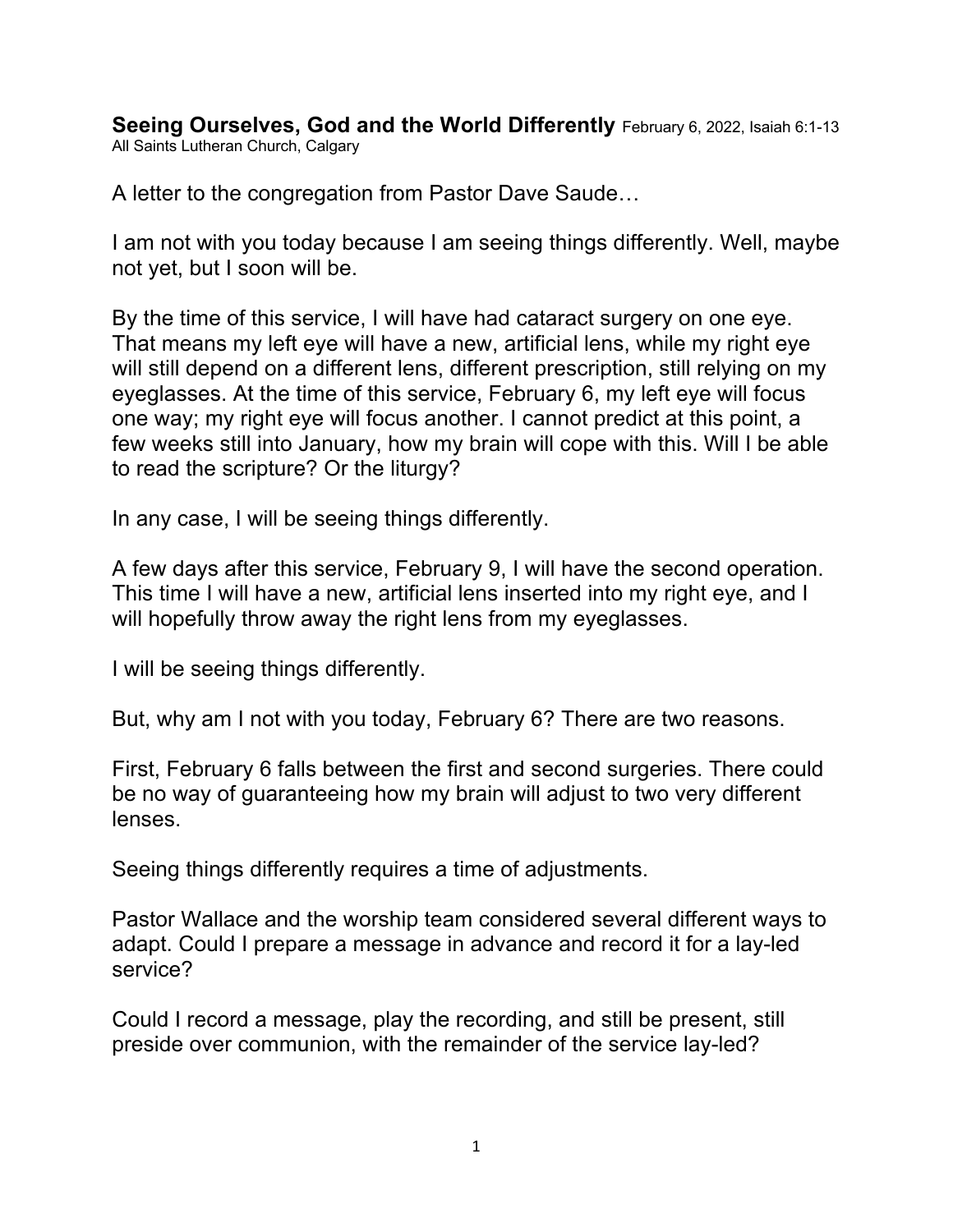**Seeing Ourselves, God and the World Differently** February 6, 2022, Isaiah 6:1-13
All Saints Lutheran Church, Calgary

A letter to the congregation from Pastor Dave Saude…

I am not with you today because I am seeing things differently. Well, maybe not yet, but I soon will be.

By the time of this service, I will have had cataract surgery on one eye. That means my left eye will have a new, artificial lens, while my right eye will still depend on a different lens, different prescription, still relying on my eyeglasses. At the time of this service, February 6, my left eye will focus one way; my right eye will focus another. I cannot predict at this point, a few weeks still into January, how my brain will cope with this. Will I be able to read the scripture? Or the liturgy?

In any case, I will be seeing things differently.

A few days after this service, February 9, I will have the second operation. This time I will have a new, artificial lens inserted into my right eye, and I will hopefully throw away the right lens from my eyeglasses.

I will be seeing things differently.

But, why am I not with you today, February 6? There are two reasons.

First, February 6 falls between the first and second surgeries. There could be no way of guaranteeing how my brain will adjust to two very different lenses.

Seeing things differently requires a time of adjustments.

Pastor Wallace and the worship team considered several different ways to adapt. Could I prepare a message in advance and record it for a lay-led service?

Could I record a message, play the recording, and still be present, still preside over communion, with the remainder of the service lay-led?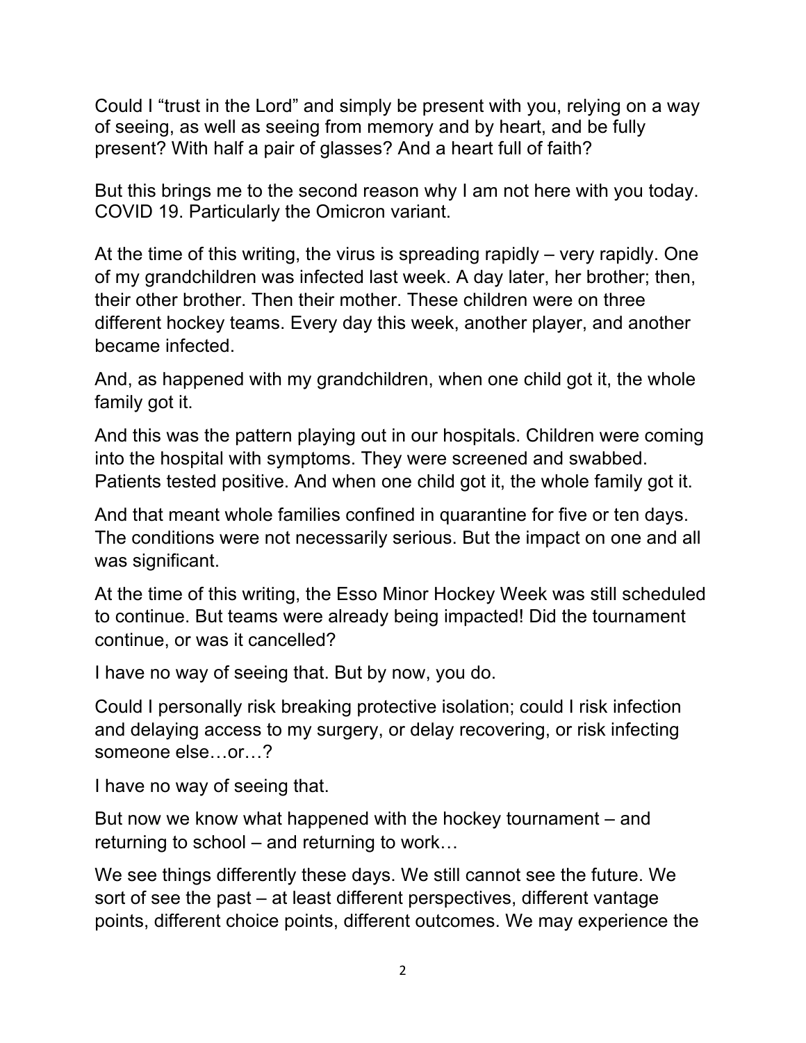Could I “trust in the Lord” and simply be present with you, relying on a way of seeing, as well as seeing from memory and by heart, and be fully present? With half a pair of glasses? And a heart full of faith?

But this brings me to the second reason why I am not here with you today. COVID 19. Particularly the Omicron variant.

At the time of this writing, the virus is spreading rapidly – very rapidly. One of my grandchildren was infected last week. A day later, her brother; then, their other brother. Then their mother. These children were on three different hockey teams. Every day this week, another player, and another became infected.

And, as happened with my grandchildren, when one child got it, the whole family got it.

And this was the pattern playing out in our hospitals. Children were coming into the hospital with symptoms. They were screened and swabbed. Patients tested positive. And when one child got it, the whole family got it.

And that meant whole families confined in quarantine for five or ten days. The conditions were not necessarily serious. But the impact on one and all was significant.

At the time of this writing, the Esso Minor Hockey Week was still scheduled to continue. But teams were already being impacted! Did the tournament continue, or was it cancelled?

I have no way of seeing that. But by now, you do.

Could I personally risk breaking protective isolation; could I risk infection and delaying access to my surgery, or delay recovering, or risk infecting someone else…or…?

I have no way of seeing that.

But now we know what happened with the hockey tournament – and returning to school – and returning to work…

We see things differently these days. We still cannot see the future. We sort of see the past – at least different perspectives, different vantage points, different choice points, different outcomes. We may experience the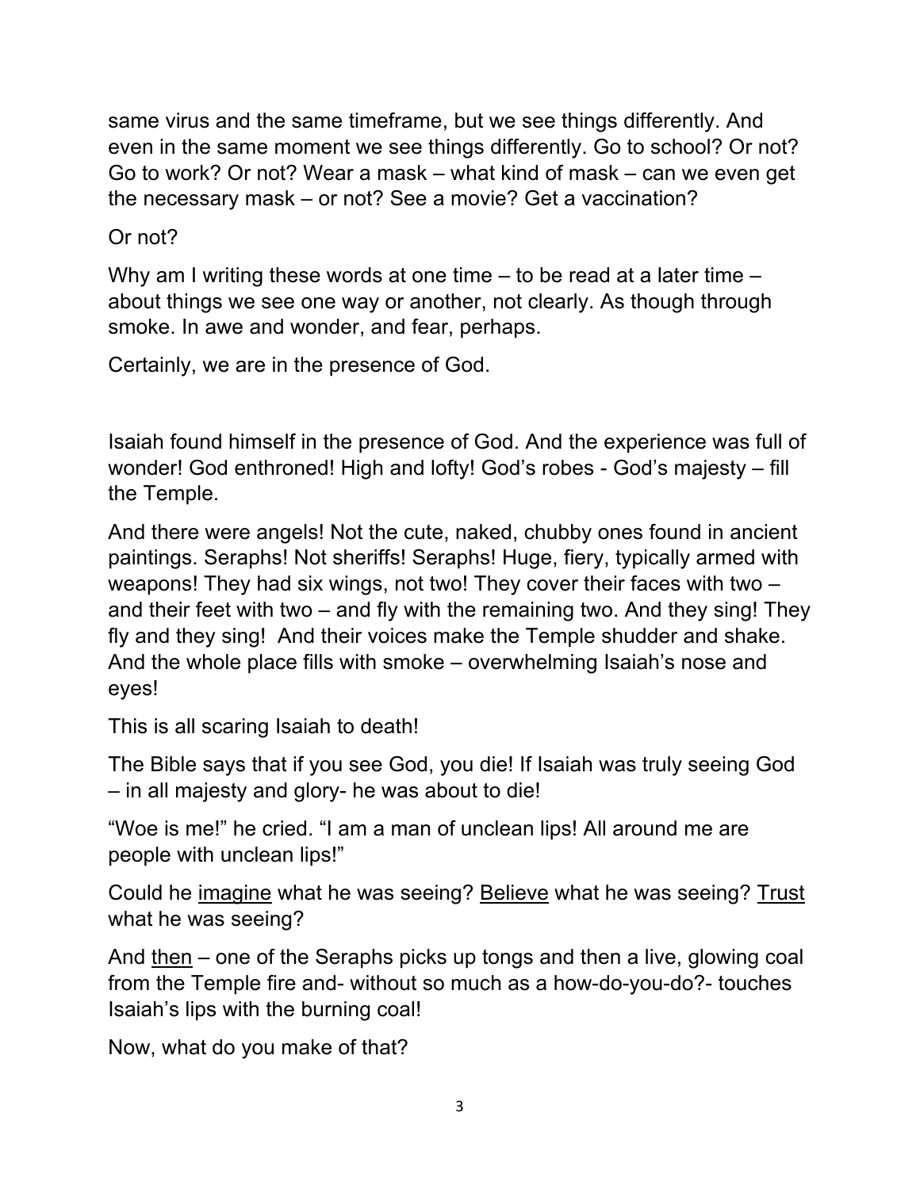same virus and the same timeframe, but we see things differently. And even in the same moment we see things differently. Go to school? Or not? Go to work? Or not? Wear a mask – what kind of mask – can we even get the necessary mask – or not? See a movie? Get a vaccination?

Or not?

Why am I writing these words at one time – to be read at a later time – about things we see one way or another, not clearly. As though through smoke. In awe and wonder, and fear, perhaps.

Certainly, we are in the presence of God.

Isaiah found himself in the presence of God. And the experience was full of wonder! God enthroned! High and lofty! God's robes - God's majesty – fill the Temple.

And there were angels! Not the cute, naked, chubby ones found in ancient paintings. Seraphs! Not sheriffs! Seraphs! Huge, fiery, typically armed with weapons! They had six wings, not two! They cover their faces with two – and their feet with two – and fly with the remaining two. And they sing! They fly and they sing! And their voices make the Temple shudder and shake. And the whole place fills with smoke – overwhelming Isaiah's nose and eyes!

This is all scaring Isaiah to death!

The Bible says that if you see God, you die! If Isaiah was truly seeing God – in all majesty and glory- he was about to die!

"Woe is me!" he cried. "I am a man of unclean lips! All around me are people with unclean lips!"

Could he <u>imagine</u> what he was seeing? <u>Believe</u> what he was seeing? <u>Trust</u> what he was seeing?

And <u>then</u> – one of the Seraphs picks up tongs and then a live, glowing coal from the Temple fire and- without so much as a how-do-you-do?- touches Isaiah's lips with the burning coal!

Now, what do you make of that?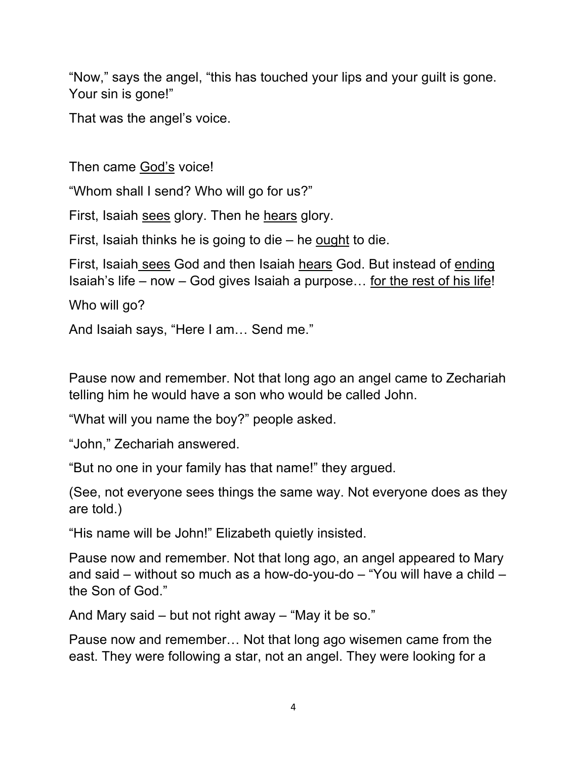"Now," says the angel, "this has touched your lips and your guilt is gone. Your sin is gone!"

That was the angel's voice.

Then came <u>God's</u> voice!

"Whom shall I send? Who will go for us?"

First, Isaiah <u>sees</u> glory. Then he <u>hears</u> glory.

First, Isaiah thinks he is going to die – he <u>ought</u> to die.

First, Isaiah <u>sees</u> God and then Isaiah <u>hears</u> God. But instead of <u>ending</u> Isaiah's life – now – God gives Isaiah a purpose… <u>for the rest of his life</u>!

Who will go?

And Isaiah says, "Here I am… Send me."

Pause now and remember. Not that long ago an angel came to Zechariah telling him he would have a son who would be called John.

"What will you name the boy?" people asked.

"John," Zechariah answered.

"But no one in your family has that name!" they argued.

(See, not everyone sees things the same way. Not everyone does as they are told.)

"His name will be John!" Elizabeth quietly insisted.

Pause now and remember. Not that long ago, an angel appeared to Mary and said – without so much as a how-do-you-do – "You will have a child – the Son of God."

And Mary said – but not right away – "May it be so."

Pause now and remember… Not that long ago wisemen came from the east. They were following a star, not an angel. They were looking for a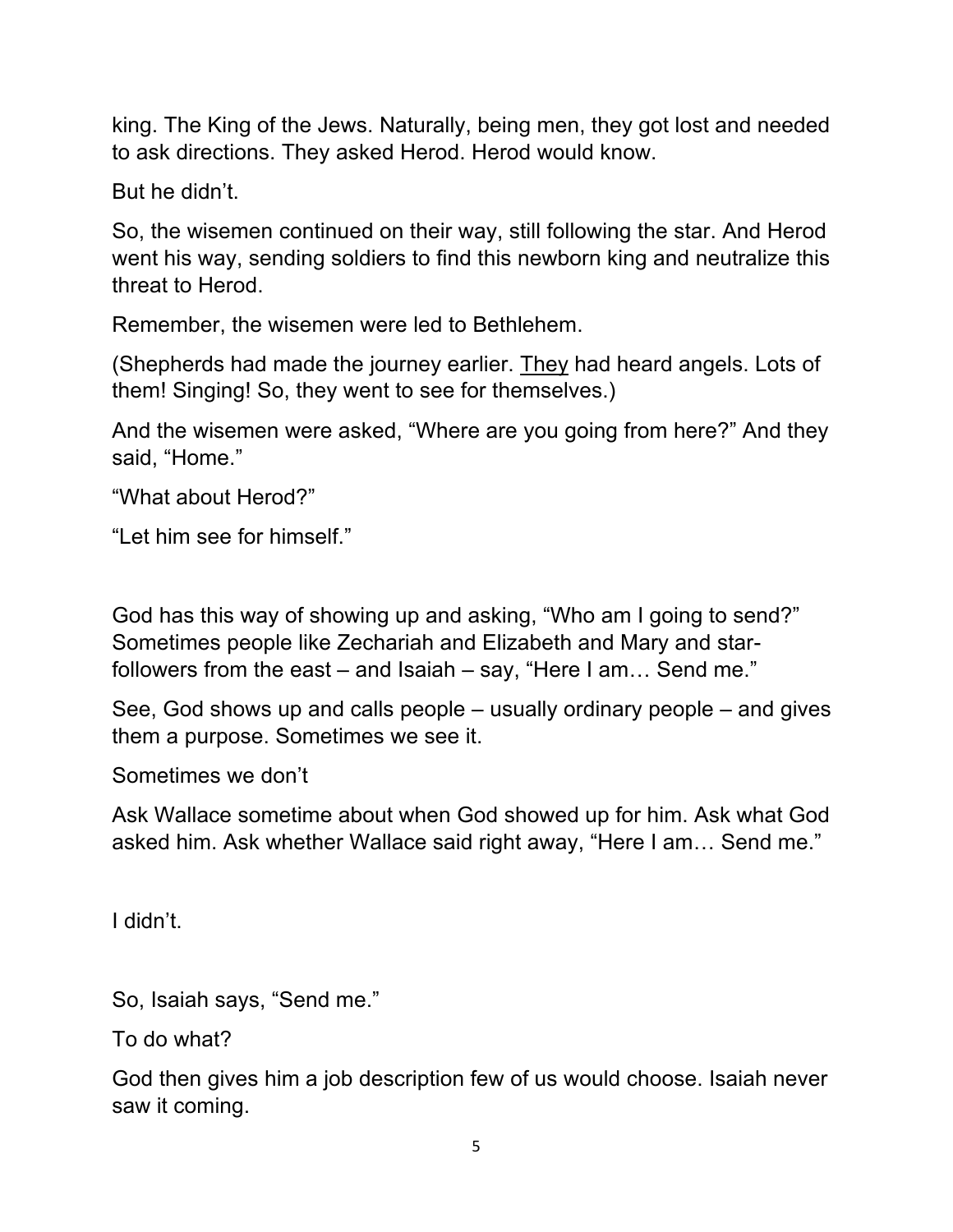king. The King of the Jews. Naturally, being men, they got lost and needed to ask directions. They asked Herod. Herod would know.

But he didn't.

So, the wisemen continued on their way, still following the star. And Herod went his way, sending soldiers to find this newborn king and neutralize this threat to Herod.

Remember, the wisemen were led to Bethlehem.

(Shepherds had made the journey earlier. <u>They</u> had heard angels. Lots of them! Singing! So, they went to see for themselves.)

And the wisemen were asked, "Where are you going from here?" And they said, "Home."

"What about Herod?"

"Let him see for himself."

God has this way of showing up and asking, "Who am I going to send?" Sometimes people like Zechariah and Elizabeth and Mary and star-followers from the east – and Isaiah – say, "Here I am… Send me."

See, God shows up and calls people – usually ordinary people – and gives them a purpose. Sometimes we see it.

Sometimes we don't

Ask Wallace sometime about when God showed up for him. Ask what God asked him. Ask whether Wallace said right away, "Here I am… Send me."

I didn't.

So, Isaiah says, "Send me."

To do what?

God then gives him a job description few of us would choose. Isaiah never saw it coming.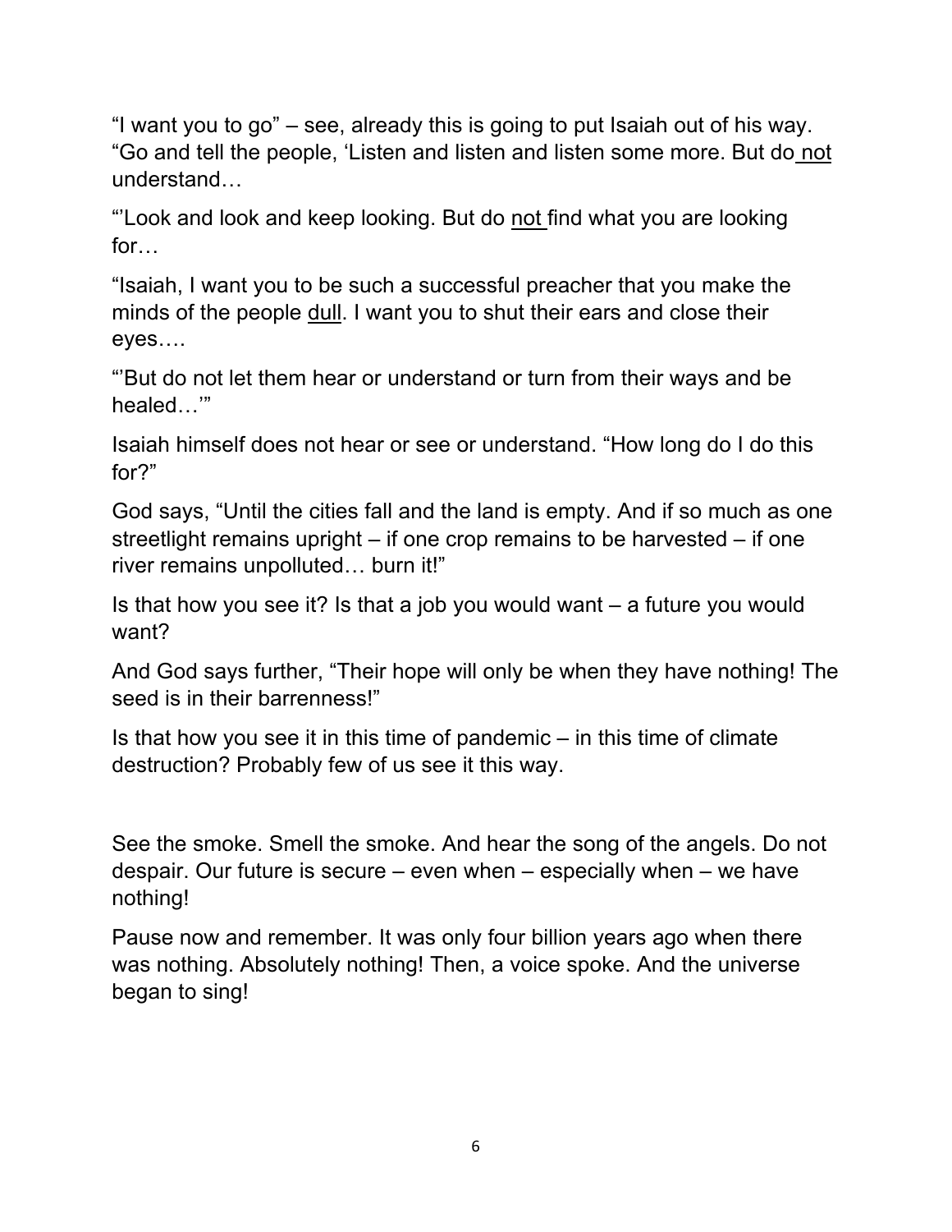“I want you to go” – see, already this is going to put Isaiah out of his way. “Go and tell the people, ‘Listen and listen and listen some more. But do <u>not</u> understand…

“’Look and look and keep looking. But do <u>not</u> find what you are looking for…

“Isaiah, I want you to be such a successful preacher that you make the minds of the people <u>dull</u>. I want you to shut their ears and close their eyes….

“’But do not let them hear or understand or turn from their ways and be healed…’”

Isaiah himself does not hear or see or understand. “How long do I do this for?”

God says, “Until the cities fall and the land is empty. And if so much as one streetlight remains upright – if one crop remains to be harvested – if one river remains unpolluted… burn it!”

Is that how you see it? Is that a job you would want – a future you would want?

And God says further, “Their hope will only be when they have nothing! The seed is in their barrenness!”

Is that how you see it in this time of pandemic – in this time of climate destruction? Probably few of us see it this way.

See the smoke. Smell the smoke. And hear the song of the angels. Do not despair. Our future is secure – even when – especially when – we have nothing!

Pause now and remember. It was only four billion years ago when there was nothing. Absolutely nothing! Then, a voice spoke. And the universe began to sing!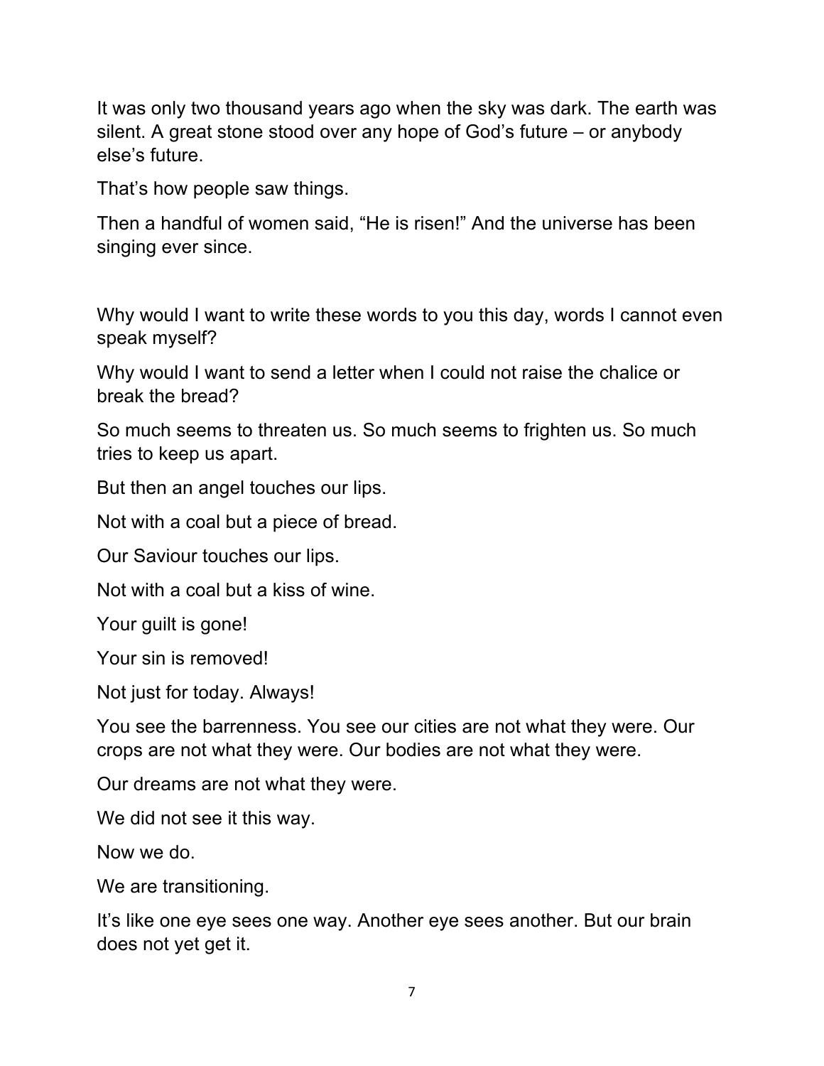It was only two thousand years ago when the sky was dark. The earth was silent. A great stone stood over any hope of God's future – or anybody else's future.

That's how people saw things.

Then a handful of women said, "He is risen!" And the universe has been singing ever since.

Why would I want to write these words to you this day, words I cannot even speak myself?

Why would I want to send a letter when I could not raise the chalice or break the bread?

So much seems to threaten us. So much seems to frighten us. So much tries to keep us apart.

But then an angel touches our lips.

Not with a coal but a piece of bread.

Our Saviour touches our lips.

Not with a coal but a kiss of wine.

Your guilt is gone!

Your sin is removed!

Not just for today. Always!

You see the barrenness. You see our cities are not what they were. Our crops are not what they were. Our bodies are not what they were.

Our dreams are not what they were.

We did not see it this way.

Now we do.

We are transitioning.

It's like one eye sees one way. Another eye sees another. But our brain does not yet get it.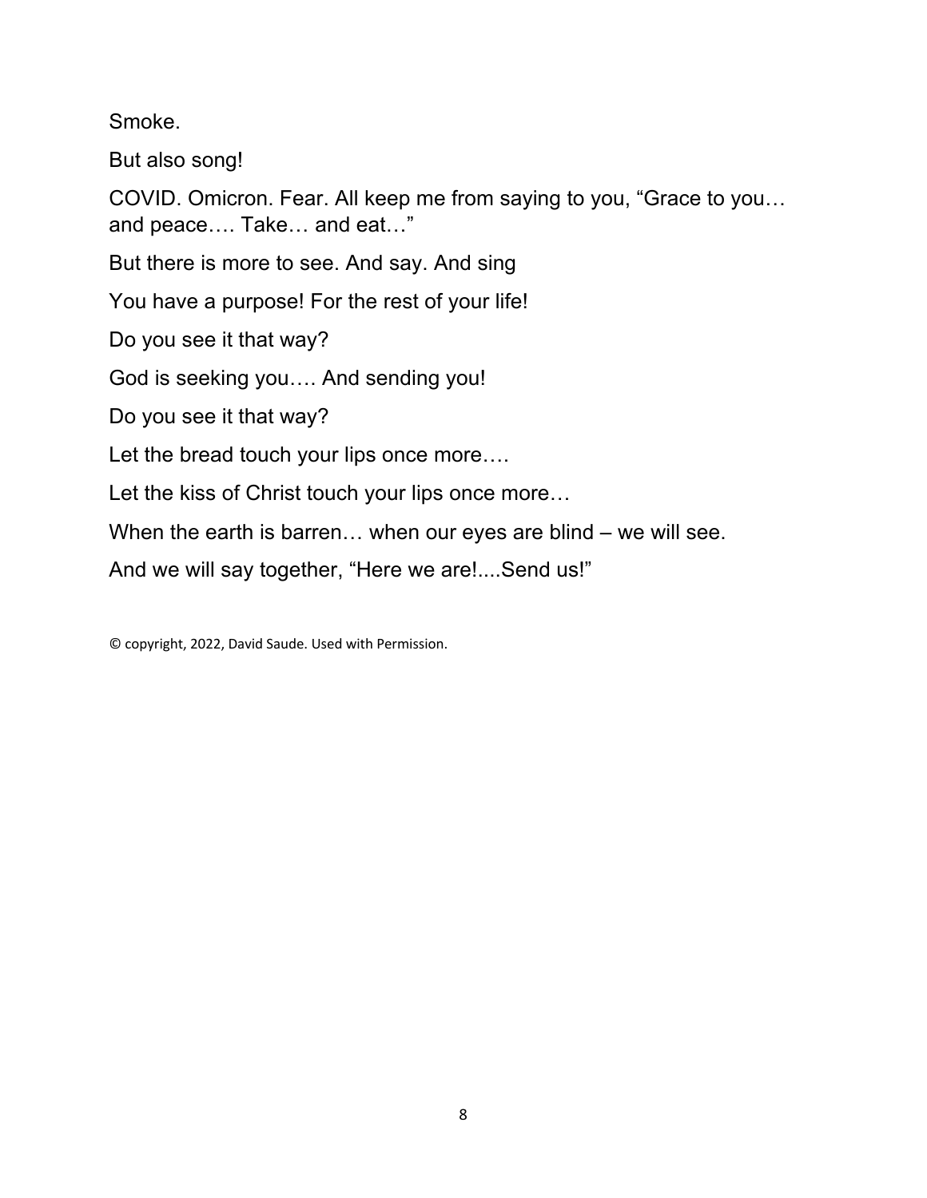Smoke.

But also song!

COVID. Omicron. Fear. All keep me from saying to you, “Grace to you… and peace…. Take… and eat…”

But there is more to see. And say. And sing

You have a purpose! For the rest of your life!

Do you see it that way?

God is seeking you…. And sending you!

Do you see it that way?

Let the bread touch your lips once more….

Let the kiss of Christ touch your lips once more…

When the earth is barren… when our eyes are blind – we will see.

And we will say together, “Here we are!....Send us!”

© copyright, 2022, David Saude. Used with Permission.